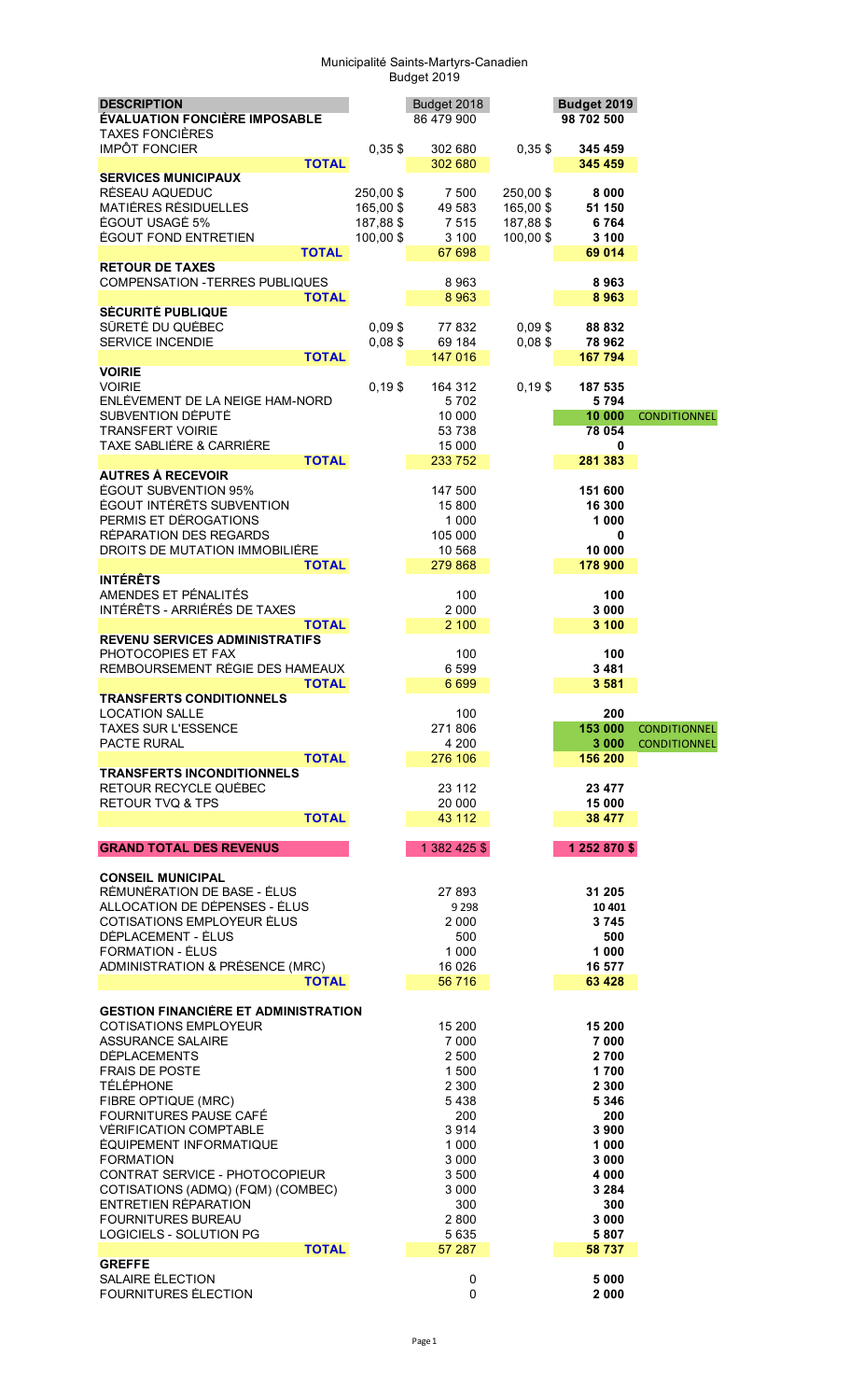Municipalité Saints-Martyrs-Canadien
Budget 2019

| DESCRIPTION | | Budget 2018 | | Budget 2019 | |
|---|---|---|---|---|---|
| **ÉVALUATION FONCIÈRE IMPOSABLE** | | 86 479 900 | | **98 702 500** | |
| **TAXES FONCIÈRES** | | | | | |
| IMPÔT FONCIER | 0,35 $ | 302 680 | 0,35 $ | **345 459** | |
| **TOTAL** | | 302 680 | | **345 459** | |
| **SERVICES MUNICIPAUX** | | | | | |
| RÉSEAU AQUEDUC | 250,00 $ | 7 500 | 250,00 $ | **8 000** | |
| MATIÈRES RÉSIDUELLES | 165,00 $ | 49 583 | 165,00 $ | **51 150** | |
| ÉGOUT USAGÉ 5% | 187,88 $ | 7 515 | 187,88 $ | **6 764** | |
| ÉGOUT FOND ENTRETIEN | 100,00 $ | 3 100 | 100,00 $ | **3 100** | |
| **TOTAL** | | 67 698 | | **69 014** | |
| **RETOUR DE TAXES** | | | | | |
| COMPENSATION -TERRES PUBLIQUES | | 8 963 | | **8 963** | |
| **TOTAL** | | 8 963 | | **8 963** | |
| **SÉCURITÉ PUBLIQUE** | | | | | |
| SÛRETÉ DU QUÉBEC | 0,09 $ | 77 832 | 0,09 $ | **88 832** | |
| SERVICE INCENDIE | 0,08 $ | 69 184 | 0,08 $ | **78 962** | |
| **TOTAL** | | 147 016 | | **167 794** | |
| **VOIRIE** | | | | | |
| VOIRIE | 0,19 $ | 164 312 | 0,19 $ | **187 535** | |
| ENLÈVEMENT DE LA NEIGE HAM-NORD | | 5 702 | | **5 794** | |
| SUBVENTION DÉPUTÉ | | 10 000 | | **10 000** | CONDITIONNEL |
| TRANSFERT VOIRIE | | 53 738 | | **78 054** | |
| TAXE SABLIÈRE & CARRIÈRE | | 15 000 | | **0** | |
| **TOTAL** | | 233 752 | | **281 383** | |
| **AUTRES À RECEVOIR** | | | | | |
| ÉGOUT SUBVENTION 95% | | 147 500 | | **151 600** | |
| ÉGOUT INTÉRÊTS SUBVENTION | | 15 800 | | **16 300** | |
| PERMIS ET DÉROGATIONS | | 1 000 | | **1 000** | |
| RÉPARATION DES REGARDS | | 105 000 | | **0** | |
| DROITS DE MUTATION IMMOBILIÈRE | | 10 568 | | **10 000** | |
| **TOTAL** | | 279 868 | | **178 900** | |
| **INTÉRÊTS** | | | | | |
| AMENDES ET PÉNALITÉS | | 100 | | **100** | |
| INTÉRÊTS - ARRIÉRÉS DE TAXES | | 2 000 | | **3 000** | |
| **TOTAL** | | 2 100 | | **3 100** | |
| **REVENU SERVICES ADMINISTRATIFS** | | | | | |
| PHOTOCOPIES ET FAX | | 100 | | **100** | |
| REMBOURSEMENT RÉGIE DES HAMEAUX | | 6 599 | | **3 481** | |
| **TOTAL** | | 6 699 | | **3 581** | |
| **TRANSFERTS CONDITIONNELS** | | | | | |
| LOCATION SALLE | | 100 | | **200** | |
| TAXES SUR L'ESSENCE | | 271 806 | | **153 000** | CONDITIONNEL |
| PACTE RURAL | | 4 200 | | **3 000** | CONDITIONNEL |
| **TOTAL** | | 276 106 | | **156 200** | |
| **TRANSFERTS INCONDITIONNELS** | | | | | |
| RETOUR RECYCLE QUÉBEC | | 23 112 | | **23 477** | |
| RETOUR TVQ & TPS | | 20 000 | | **15 000** | |
| **TOTAL** | | 43 112 | | **38 477** | |
| **GRAND TOTAL DES REVENUS** | | 1 382 425 $ | | **1 252 870 $** | |
| **CONSEIL MUNICIPAL** | | | | | |
| RÉMUNÉRATION DE BASE - ÉLUS | | 27 893 | | **31 205** | |
| ALLOCATION DE DÉPENSES - ÉLUS | | 9 298 | | **10 401** | |
| COTISATIONS EMPLOYEUR ÉLUS | | 2 000 | | **3 745** | |
| DÉPLACEMENT - ÉLUS | | 500 | | **500** | |
| FORMATION - ÉLUS | | 1 000 | | **1 000** | |
| ADMINISTRATION & PRÉSENCE (MRC) | | 16 026 | | **16 577** | |
| **TOTAL** | | 56 716 | | **63 428** | |
| **GESTION FINANCIÈRE ET ADMINISTRATION** | | | | | |
| COTISATIONS EMPLOYEUR | | 15 200 | | **15 200** | |
| ASSURANCE SALAIRE | | 7 000 | | **7 000** | |
| DÉPLACEMENTS | | 2 500 | | **2 700** | |
| FRAIS DE POSTE | | 1 500 | | **1 700** | |
| TÉLÉPHONE | | 2 300 | | **2 300** | |
| FIBRE OPTIQUE (MRC) | | 5 438 | | **5 346** | |
| FOURNITURES PAUSE CAFÉ | | 200 | | **200** | |
| VÉRIFICATION COMPTABLE | | 3 914 | | **3 900** | |
| ÉQUIPEMENT INFORMATIQUE | | 1 000 | | **1 000** | |
| FORMATION | | 3 000 | | **3 000** | |
| CONTRAT SERVICE - PHOTOCOPIEUR | | 3 500 | | **4 000** | |
| COTISATIONS (ADMQ) (FQM) (COMBEC) | | 3 000 | | **3 284** | |
| ENTRETIEN RÉPARATION | | 300 | | **300** | |
| FOURNITURES BUREAU | | 2 800 | | **3 000** | |
| LOGICIELS - SOLUTION PG | | 5 635 | | **5 807** | |
| **TOTAL** | | 57 287 | | **58 737** | |
| **GREFFE** | | | | | |
| SALAIRE ÉLECTION | | 0 | | **5 000** | |
| FOURNITURES ÉLECTION | | 0 | | **2 000** | |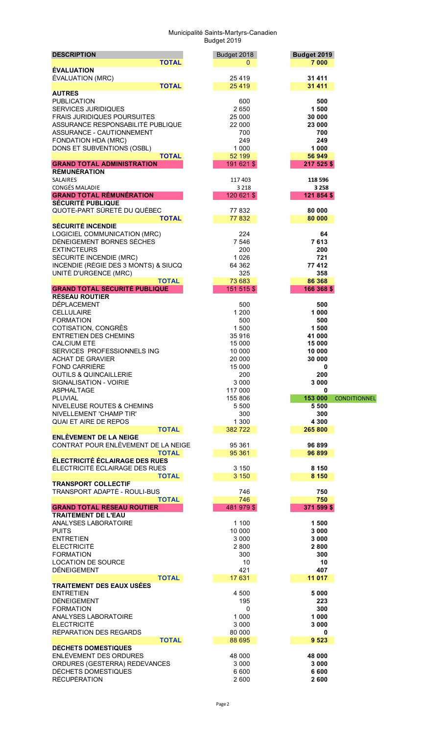Municipalité Saints-Martyrs-Canadien
Budget 2019

| DESCRIPTION | Budget 2018 | Budget 2019 | |
|---|---|---|---|
| **TOTAL** | 0 | **7 000** | |
| **ÉVALUATION** | | | |
| ÉVALUATION (MRC) | 25 419 | **31 411** | |
| **TOTAL** | 25 419 | **31 411** | |
| **AUTRES** | | | |
| PUBLICATION | 600 | **500** | |
| SERVICES JURIDIQUES | 2 650 | **1 500** | |
| FRAIS JURIDIQUES POURSUITES | 25 000 | **30 000** | |
| ASSURANCE RESPONSABILITÉ PUBLIQUE | 22 000 | **23 000** | |
| ASSURANCE - CAUTIONNEMENT | 700 | **700** | |
| FONDATION HDA (MRC) | 249 | **249** | |
| DONS ET SUBVENTIONS (OSBL) | 1 000 | **1 000** | |
| **TOTAL** | 52 199 | **56 949** | |
| **GRAND TOTAL ADMINISTRATION** | 191 621 $ | **217 525 $** | |
| **RÉMUNÉRATION** | | | |
| SALAIRES | 117 403 | **118 596** | |
| CONGÉS MALADIE | 3 218 | **3 258** | |
| **GRAND TOTAL RÉMUNÉRATION** | 120 621 $ | **121 854 $** | |
| **SÉCURITÉ PUBLIQUE** | | | |
| QUOTE-PART SÛRETÉ DU QUÉBEC | 77 832 | **80 000** | |
| **TOTAL** | 77 832 | **80 000** | |
| **SÉCURITÉ INCENDIE** | | | |
| LOGICIEL COMMUNICATION (MRC) | 224 | **64** | |
| DÉNEIGEMENT BORNES SÈCHES | 7 546 | **7 613** | |
| EXTINCTEURS | 200 | **200** | |
| SÉCURITÉ INCENDIE (MRC) | 1 026 | **721** | |
| INCENDIE (RÉGIE DES 3 MONTS) & SIUCQ | 64 362 | **77 412** | |
| UNITÉ D'URGENCE (MRC) | 325 | **358** | |
| **TOTAL** | 73 683 | **86 368** | |
| **GRAND TOTAL SÉCURITÉ PUBLIQUE** | 151 515 $ | **166 368 $** | |
| **RÉSEAU ROUTIER** | | | |
| DÉPLACEMENT | 500 | **500** | |
| CELLULAIRE | 1 200 | **1 000** | |
| FORMATION | 500 | **500** | |
| COTISATION, CONGRÈS | 1 500 | **1 500** | |
| ENTRETIEN DES CHEMINS | 35 916 | **41 000** | |
| CALCIUM ETE | 15 000 | **15 000** | |
| SERVICES PROFESSIONNELS ING | 10 000 | **10 000** | |
| ACHAT DE GRAVIER | 20 000 | **30 000** | |
| FOND CARRIÈRE | 15 000 | **0** | |
| OUTILS & QUINCAILLERIE | 200 | **200** | |
| SIGNALISATION - VOIRIE | 3 000 | **3 000** | |
| ASPHALTAGE | 117 000 | **0** | |
| PLUVIAL | 155 806 | **153 000** | CONDITIONNEL |
| NIVELEUSE ROUTES & CHEMINS | 5 500 | **5 500** | |
| NIVELLEMENT 'CHAMP TIR' | 300 | **300** | |
| QUAI ET AIRE DE REPOS | 1 300 | **4 300** | |
| **TOTAL** | 382 722 | **265 800** | |
| **ENLÈVEMENT DE LA NEIGE** | | | |
| CONTRAT POUR ENLÈVEMENT DE LA NEIGE | 95 361 | **96 899** | |
| **TOTAL** | 95 361 | **96 899** | |
| **ÉLECTRICITÉ ÉCLAIRAGE DES RUES** | | | |
| ÉLECTRICITÉ ÉCLAIRAGE DES RUES | 3 150 | **8 150** | |
| **TOTAL** | 3 150 | **8 150** | |
| **TRANSPORT COLLECTIF** | | | |
| TRANSPORT ADAPTÉ - ROULI-BUS | 746 | **750** | |
| **TOTAL** | 746 | **750** | |
| **GRAND TOTAL RÉSEAU ROUTIER** | 481 979 $ | **371 599 $** | |
| **TRAITEMENT DE L'EAU** | | | |
| ANALYSES LABORATOIRE | 1 100 | **1 500** | |
| PUITS | 10 000 | **3 000** | |
| ENTRETIEN | 3 000 | **3 000** | |
| ÉLECTRICITÉ | 2 800 | **2 800** | |
| FORMATION | 300 | **300** | |
| LOCATION DE SOURCE | 10 | **10** | |
| DÉNEIGEMENT | 421 | **407** | |
| **TOTAL** | 17 631 | **11 017** | |
| **TRAITEMENT DES EAUX USÉES** | | | |
| ENTRETIEN | 4 500 | **5 000** | |
| DÉNEIGEMENT | 195 | **223** | |
| FORMATION | 0 | **300** | |
| ANALYSES LABORATOIRE | 1 000 | **1 000** | |
| ÉLECTRICITÉ | 3 000 | **3 000** | |
| RÉPARATION DES REGARDS | 80 000 | **0** | |
| **TOTAL** | 88 695 | **9 523** | |
| **DÉCHETS DOMESTIQUES** | | | |
| ENLÈVEMENT DES ORDURES | 48 000 | **48 000** | |
| ORDURES (GESTERRA) REDEVANCES | 3 000 | **3 000** | |
| DÉCHETS DOMESTIQUES | 6 600 | **6 600** | |
| RÉCUPÉRATION | 2 600 | **2 600** | |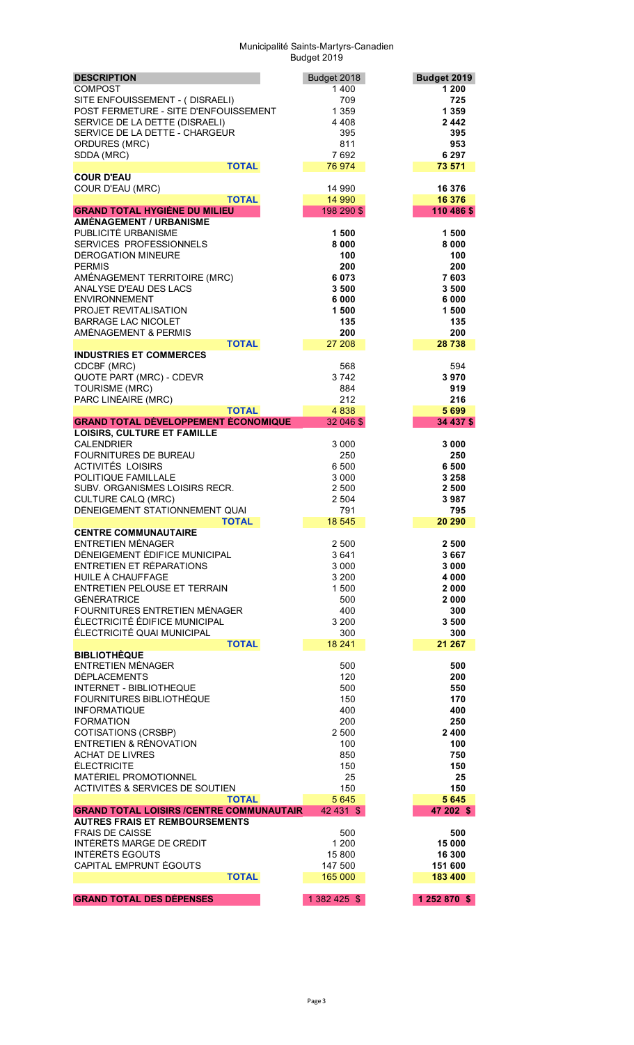Municipalité Saints-Martyrs-Canadien
Budget 2019

| DESCRIPTION | Budget 2018 | Budget 2019 |
|---|---|---|
| COMPOST | 1 400 | **1 200** |
| SITE ENFOUISSEMENT - ( DISRAELI) | 709 | **725** |
| POST FERMETURE - SITE D'ENFOUISSEMENT | 1 359 | **1 359** |
| SERVICE DE LA DETTE (DISRAELI) | 4 408 | **2 442** |
| SERVICE DE LA DETTE - CHARGEUR | 395 | **395** |
| ORDURES (MRC) | 811 | **953** |
| SDDA (MRC) | 7 692 | **6 297** |
| **TOTAL** | 76 974 | **73 571** |
| **COUR D'EAU** | | |
| COUR D'EAU (MRC) | 14 990 | **16 376** |
| **TOTAL** | 14 990 | **16 376** |
| **GRAND TOTAL HYGIÈNE DU MILIEU** | 198 290 $ | **110 486 $** |
| **AMÉNAGEMENT / URBANISME** | | |
| PUBLICITÉ URBANISME | **1 500** | **1 500** |
| SERVICES PROFESSIONNELS | **8 000** | **8 000** |
| DÉROGATION MINEURE | **100** | **100** |
| PERMIS | **200** | **200** |
| AMÉNAGEMENT TERRITOIRE (MRC) | **6 073** | **7 603** |
| ANALYSE D'EAU DES LACS | **3 500** | **3 500** |
| ENVIRONNEMENT | **6 000** | **6 000** |
| PROJET REVITALISATION | **1 500** | **1 500** |
| BARRAGE LAC NICOLET | **135** | **135** |
| AMÉNAGEMENT & PERMIS | **200** | **200** |
| **TOTAL** | 27 208 | **28 738** |
| **INDUSTRIES ET COMMERCES** | | |
| CDCBF (MRC) | 568 | 594 |
| QUOTE PART (MRC) - CDEVR | 3 742 | **3 970** |
| TOURISME (MRC) | 884 | **919** |
| PARC LINÉAIRE (MRC) | 212 | **216** |
| **TOTAL** | 4 838 | **5 699** |
| **GRAND TOTAL DÉVELOPPEMENT ÉCONOMIQUE** | 32 046 $ | **34 437 $** |
| **LOISIRS, CULTURE ET FAMILLE** | | |
| CALENDRIER | 3 000 | **3 000** |
| FOURNITURES DE BUREAU | 250 | **250** |
| ACTIVITÉS LOISIRS | 6 500 | **6 500** |
| POLITIQUE FAMILLALE | 3 000 | **3 258** |
| SUBV. ORGANISMES LOISIRS RECR. | 2 500 | **2 500** |
| CULTURE CALQ (MRC) | 2 504 | **3 987** |
| DÉNEIGEMENT STATIONNEMENT QUAI | 791 | **795** |
| **TOTAL** | 18 545 | **20 290** |
| **CENTRE COMMUNAUTAIRE** | | |
| ENTRETIEN MÉNAGER | 2 500 | **2 500** |
| DÉNEIGEMENT ÉDIFICE MUNICIPAL | 3 641 | **3 667** |
| ENTRETIEN ET RÉPARATIONS | 3 000 | **3 000** |
| HUILE À CHAUFFAGE | 3 200 | **4 000** |
| ENTRETIEN PELOUSE ET TERRAIN | 1 500 | **2 000** |
| GÉNÉRATRICE | 500 | **2 000** |
| FOURNITURES ENTRETIEN MÉNAGER | 400 | **300** |
| ÉLECTRICITÉ ÉDIFICE MUNICIPAL | 3 200 | **3 500** |
| ÉLECTRICITÉ QUAI MUNICIPAL | 300 | **300** |
| **TOTAL** | 18 241 | **21 267** |
| **BIBLIOTHÈQUE** | | |
| ENTRETIEN MÉNAGER | 500 | **500** |
| DÉPLACEMENTS | 120 | **200** |
| INTERNET - BIBLIOTHEQUE | 500 | **550** |
| FOURNITURES BIBLIOTHÈQUE | 150 | **170** |
| INFORMATIQUE | 400 | **400** |
| FORMATION | 200 | **250** |
| COTISATIONS (CRSBP) | 2 500 | **2 400** |
| ENTRETIEN & RÉNOVATION | 100 | **100** |
| ACHAT DE LIVRES | 850 | **750** |
| ÉLECTRICITE | 150 | **150** |
| MATÉRIEL PROMOTIONNEL | 25 | **25** |
| ACTIVITÉS & SERVICES DE SOUTIEN | 150 | **150** |
| **TOTAL** | 5 645 | **5 645** |
| **GRAND TOTAL LOISIRS /CENTRE COMMUNAUTAIR** | 42 431 $ | **47 202 $** |
| **AUTRES FRAIS ET REMBOURSEMENTS** | | |
| FRAIS DE CAISSE | 500 | **500** |
| INTÉRÊTS MARGE DE CRÉDIT | 1 200 | **15 000** |
| INTÉRÊTS ÉGOUTS | 15 800 | **16 300** |
| CAPITAL EMPRUNT ÉGOUTS | 147 500 | **151 600** |
| **TOTAL** | 165 000 | **183 400** |
| **GRAND TOTAL DES DÉPENSES** | 1 382 425 $ | **1 252 870 $** |